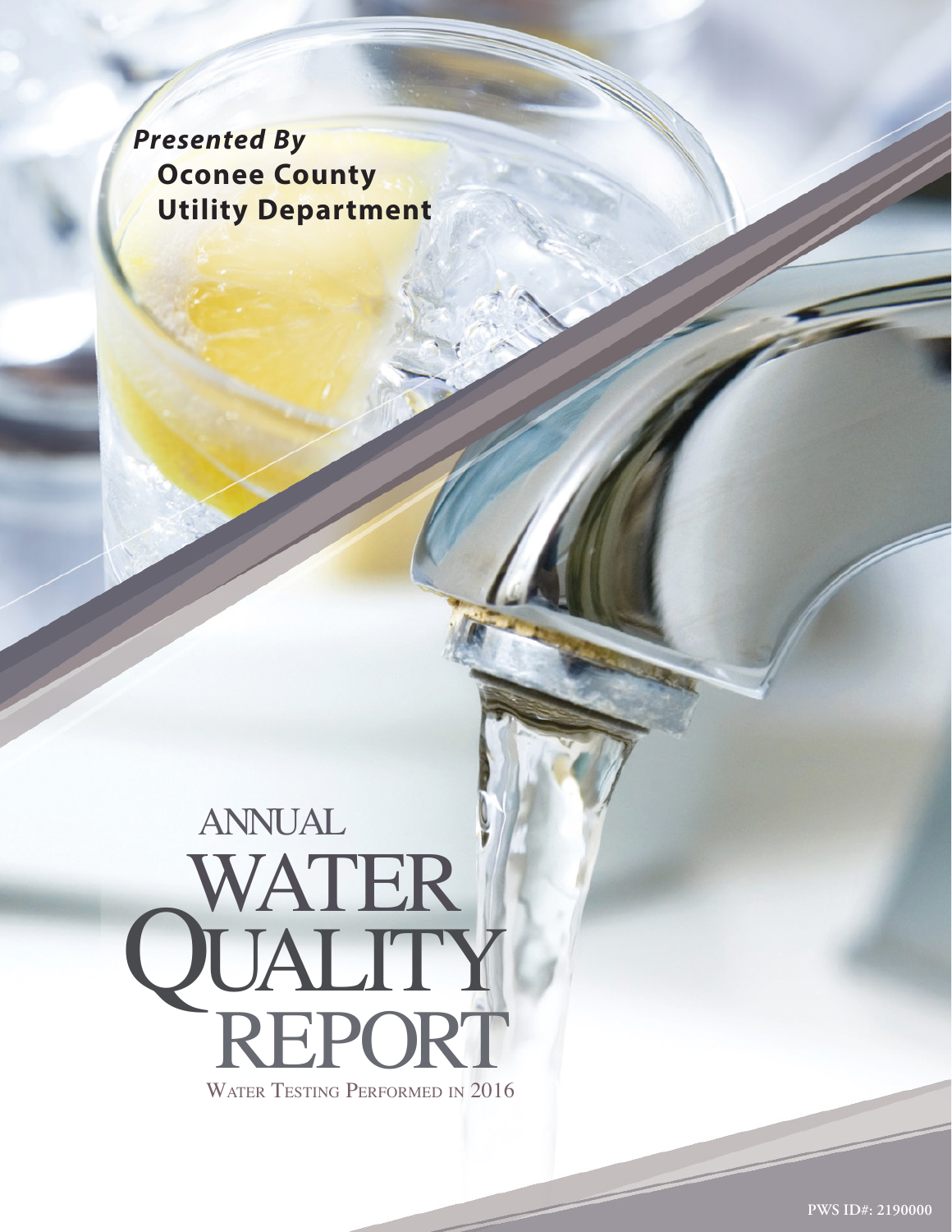*Presented By*

**Oconee County Utility Department**

# ANNUAL WATER QUALITY REPORT

WATER TESTING PERFORMED IN 2016

**PWS ID#: 2190000**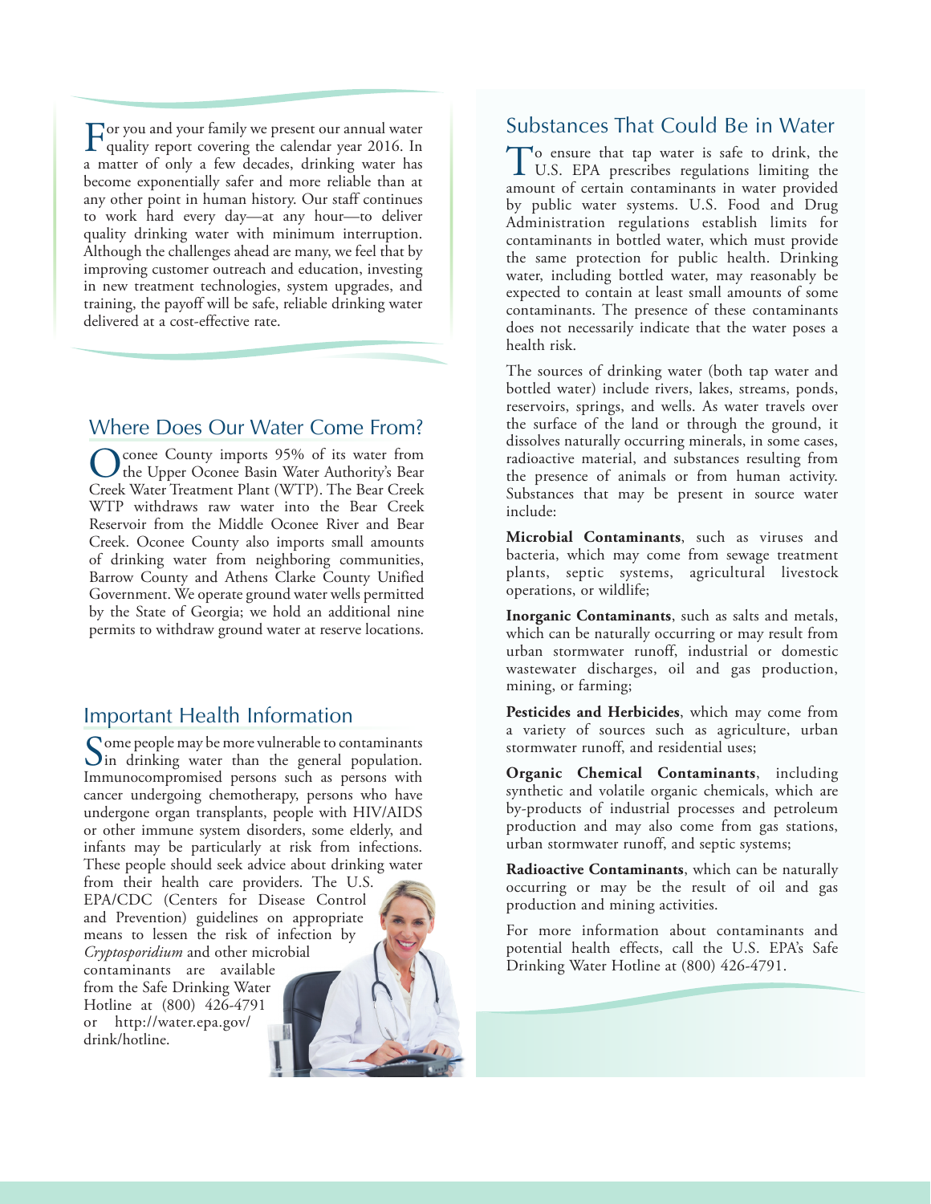For you and your family we present our annual water quality report covering the calendar year 2016. In a matter of only a few decades, drinking water has become exponentially safer and more reliable than at any other point in human history. Our staff continues to work hard every day—at any hour—to deliver quality drinking water with minimum interruption. Although the challenges ahead are many, we feel that by improving customer outreach and education, investing in new treatment technologies, system upgrades, and training, the payoff will be safe, reliable drinking water delivered at a cost-effective rate.

## Where Does Our Water Come From?

Oconee County imports 95% of its water from the Upper Oconee Basin Water Authority's Bear Creek Water Treatment Plant (WTP). The Bear Creek WTP withdraws raw water into the Bear Creek Reservoir from the Middle Oconee River and Bear Creek. Oconee County also imports small amounts of drinking water from neighboring communities, Barrow County and Athens Clarke County Unified Government. We operate ground water wells permitted by the State of Georgia; we hold an additional nine permits to withdraw ground water at reserve locations.

## Important Health Information

Some people may be more vulnerable to contaminants in drinking water than the general population. Immunocompromised persons such as persons with cancer undergoing chemotherapy, persons who have undergone organ transplants, people with HIV/AIDS or other immune system disorders, some elderly, and infants may be particularly at risk from infections. These people should seek advice about drinking water from their health care providers. The U.S. EPA/CDC (Centers for Disease Control and Prevention) guidelines on appropriate means to lessen the risk of infection by *Cryptosporidium* and other microbial contaminants are available from the Safe Drinking Water Hotline at (800) 426-4791 or http://water.epa.gov/drink/hotline.

## Substances That Could Be in Water

To ensure that tap water is safe to drink, the U.S. EPA prescribes regulations limiting the amount of certain contaminants in water provided by public water systems. U.S. Food and Drug Administration regulations establish limits for contaminants in bottled water, which must provide the same protection for public health. Drinking water, including bottled water, may reasonably be expected to contain at least small amounts of some contaminants. The presence of these contaminants does not necessarily indicate that the water poses a health risk.

The sources of drinking water (both tap water and bottled water) include rivers, lakes, streams, ponds, reservoirs, springs, and wells. As water travels over the surface of the land or through the ground, it dissolves naturally occurring minerals, in some cases, radioactive material, and substances resulting from the presence of animals or from human activity. Substances that may be present in source water include:

**Microbial Contaminants**, such as viruses and bacteria, which may come from sewage treatment plants, septic systems, agricultural livestock operations, or wildlife;

**Inorganic Contaminants**, such as salts and metals, which can be naturally occurring or may result from urban stormwater runoff, industrial or domestic wastewater discharges, oil and gas production, mining, or farming;

**Pesticides and Herbicides**, which may come from a variety of sources such as agriculture, urban stormwater runoff, and residential uses;

**Organic Chemical Contaminants**, including synthetic and volatile organic chemicals, which are by-products of industrial processes and petroleum production and may also come from gas stations, urban stormwater runoff, and septic systems;

**Radioactive Contaminants**, which can be naturally occurring or may be the result of oil and gas production and mining activities.

For more information about contaminants and potential health effects, call the U.S. EPA's Safe Drinking Water Hotline at (800) 426-4791.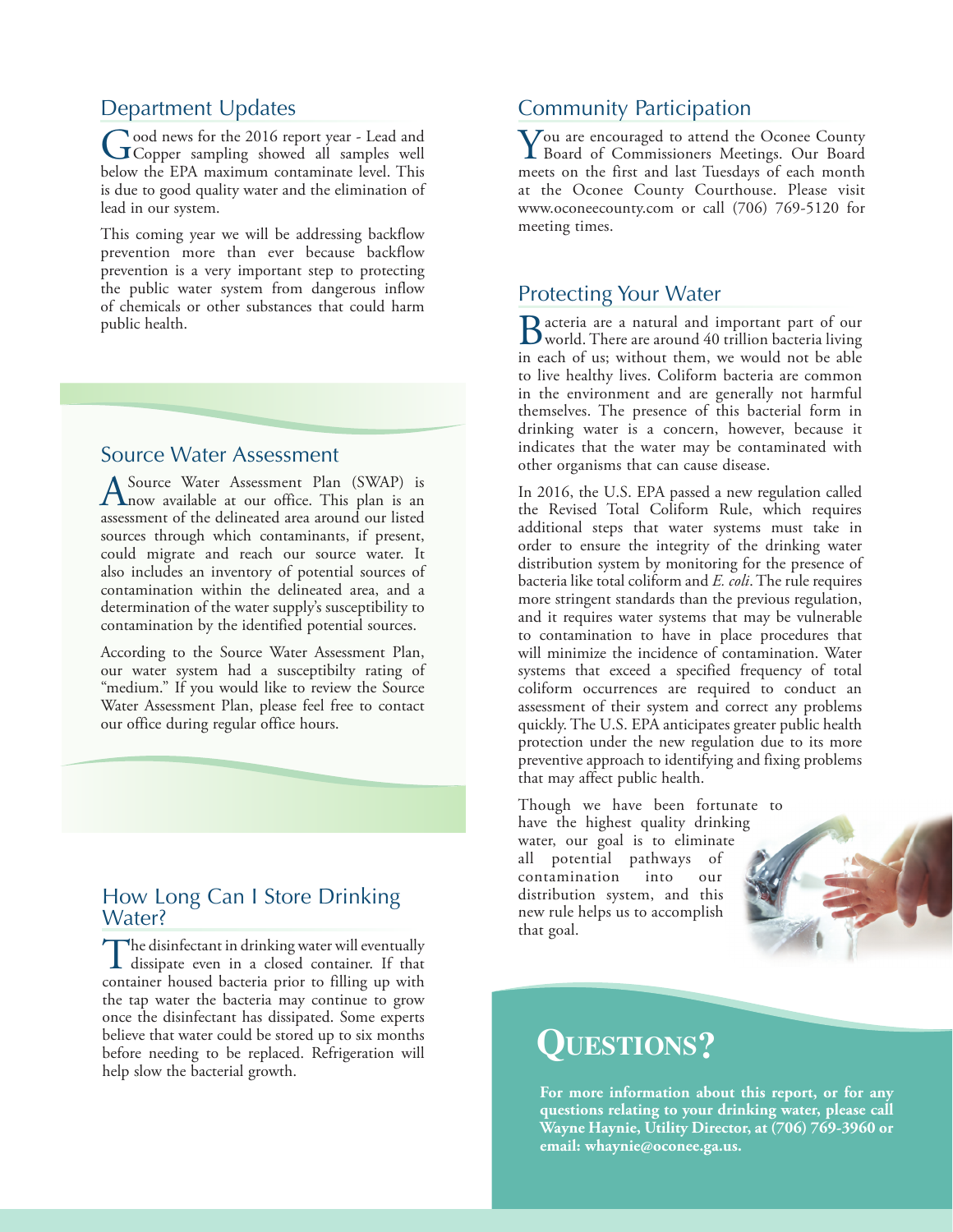## Department Updates

Good news for the 2016 report year - Lead and Copper sampling showed all samples well below the EPA maximum contaminate level. This is due to good quality water and the elimination of lead in our system.

This coming year we will be addressing backflow prevention more than ever because backflow prevention is a very important step to protecting the public water system from dangerous inflow of chemicals or other substances that could harm public health.

## Source Water Assessment

A Source Water Assessment Plan (SWAP) is now available at our office. This plan is an assessment of the delineated area around our listed sources through which contaminants, if present, could migrate and reach our source water. It also includes an inventory of potential sources of contamination within the delineated area, and a determination of the water supply's susceptibility to contamination by the identified potential sources.

According to the Source Water Assessment Plan, our water system had a susceptibilty rating of "medium." If you would like to review the Source Water Assessment Plan, please feel free to contact our office during regular office hours.

## How Long Can I Store Drinking Water?

The disinfectant in drinking water will eventually dissipate even in a closed container. If that container housed bacteria prior to filling up with the tap water the bacteria may continue to grow once the disinfectant has dissipated. Some experts believe that water could be stored up to six months before needing to be replaced. Refrigeration will help slow the bacterial growth.

## Community Participation

You are encouraged to attend the Oconee County Board of Commissioners Meetings. Our Board meets on the first and last Tuesdays of each month at the Oconee County Courthouse. Please visit www.oconeecounty.com or call (706) 769-5120 for meeting times.

## Protecting Your Water

Bacteria are a natural and important part of our world. There are around 40 trillion bacteria living in each of us; without them, we would not be able to live healthy lives. Coliform bacteria are common in the environment and are generally not harmful themselves. The presence of this bacterial form in drinking water is a concern, however, because it indicates that the water may be contaminated with other organisms that can cause disease.

In 2016, the U.S. EPA passed a new regulation called the Revised Total Coliform Rule, which requires additional steps that water systems must take in order to ensure the integrity of the drinking water distribution system by monitoring for the presence of bacteria like total coliform and *E. coli*. The rule requires more stringent standards than the previous regulation, and it requires water systems that may be vulnerable to contamination to have in place procedures that will minimize the incidence of contamination. Water systems that exceed a specified frequency of total coliform occurrences are required to conduct an assessment of their system and correct any problems quickly. The U.S. EPA anticipates greater public health protection under the new regulation due to its more preventive approach to identifying and fixing problems that may affect public health.

Though we have been fortunate to have the highest quality drinking water, our goal is to eliminate all potential pathways of contamination into our distribution system, and this new rule helps us to accomplish that goal.

## Questions?

**For more information about this report, or for any questions relating to your drinking water, please call Wayne Haynie, Utility Director, at (706) 769-3960 or email: whaynie@oconee.ga.us.**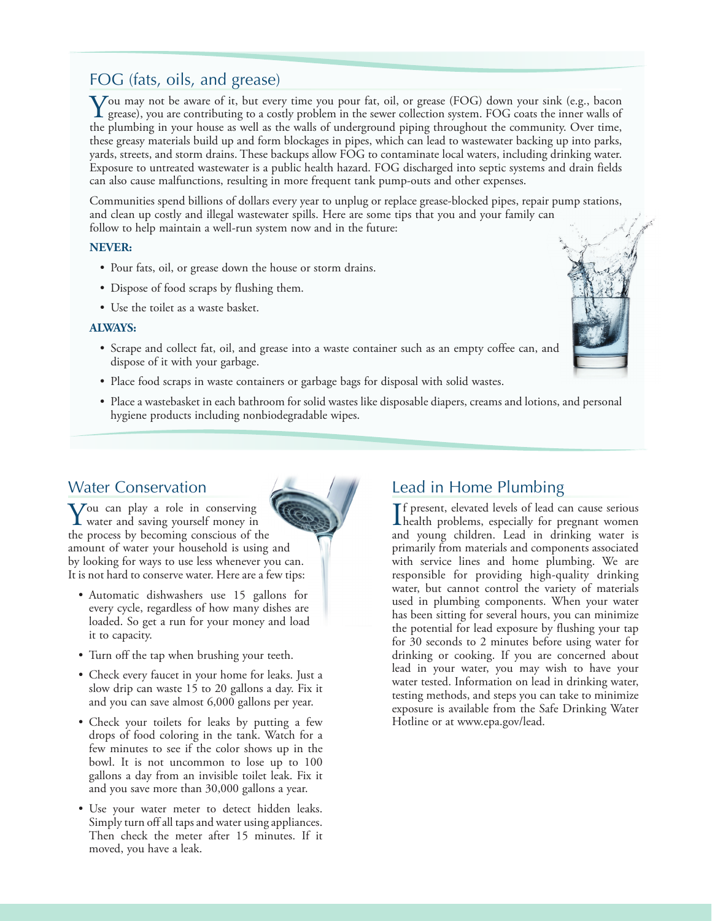## FOG (fats, oils, and grease)

You may not be aware of it, but every time you pour fat, oil, or grease (FOG) down your sink (e.g., bacon grease), you are contributing to a costly problem in the sewer collection system. FOG coats the inner walls of the plumbing in your house as well as the walls of underground piping throughout the community. Over time, these greasy materials build up and form blockages in pipes, which can lead to wastewater backing up into parks, yards, streets, and storm drains. These backups allow FOG to contaminate local waters, including drinking water. Exposure to untreated wastewater is a public health hazard. FOG discharged into septic systems and drain fields can also cause malfunctions, resulting in more frequent tank pump-outs and other expenses.

Communities spend billions of dollars every year to unplug or replace grease-blocked pipes, repair pump stations, and clean up costly and illegal wastewater spills. Here are some tips that you and your family can follow to help maintain a well-run system now and in the future:

**NEVER:**

- Pour fats, oil, or grease down the house or storm drains.
- Dispose of food scraps by flushing them.
- Use the toilet as a waste basket.

**ALWAYS:**

- Scrape and collect fat, oil, and grease into a waste container such as an empty coffee can, and dispose of it with your garbage.
- Place food scraps in waste containers or garbage bags for disposal with solid wastes.
- Place a wastebasket in each bathroom for solid wastes like disposable diapers, creams and lotions, and personal hygiene products including nonbiodegradable wipes.

## Water Conservation

You can play a role in conserving water and saving yourself money in the process by becoming conscious of the amount of water your household is using and by looking for ways to use less whenever you can. It is not hard to conserve water. Here are a few tips:

- Automatic dishwashers use 15 gallons for every cycle, regardless of how many dishes are loaded. So get a run for your money and load it to capacity.
- Turn off the tap when brushing your teeth.
- Check every faucet in your home for leaks. Just a slow drip can waste 15 to 20 gallons a day. Fix it and you can save almost 6,000 gallons per year.
- Check your toilets for leaks by putting a few drops of food coloring in the tank. Watch for a few minutes to see if the color shows up in the bowl. It is not uncommon to lose up to 100 gallons a day from an invisible toilet leak. Fix it and you save more than 30,000 gallons a year.
- Use your water meter to detect hidden leaks. Simply turn off all taps and water using appliances. Then check the meter after 15 minutes. If it moved, you have a leak.

## Lead in Home Plumbing

If present, elevated levels of lead can cause serious health problems, especially for pregnant women and young children. Lead in drinking water is primarily from materials and components associated with service lines and home plumbing. We are responsible for providing high-quality drinking water, but cannot control the variety of materials used in plumbing components. When your water has been sitting for several hours, you can minimize the potential for lead exposure by flushing your tap for 30 seconds to 2 minutes before using water for drinking or cooking. If you are concerned about lead in your water, you may wish to have your water tested. Information on lead in drinking water, testing methods, and steps you can take to minimize exposure is available from the Safe Drinking Water Hotline or at www.epa.gov/lead.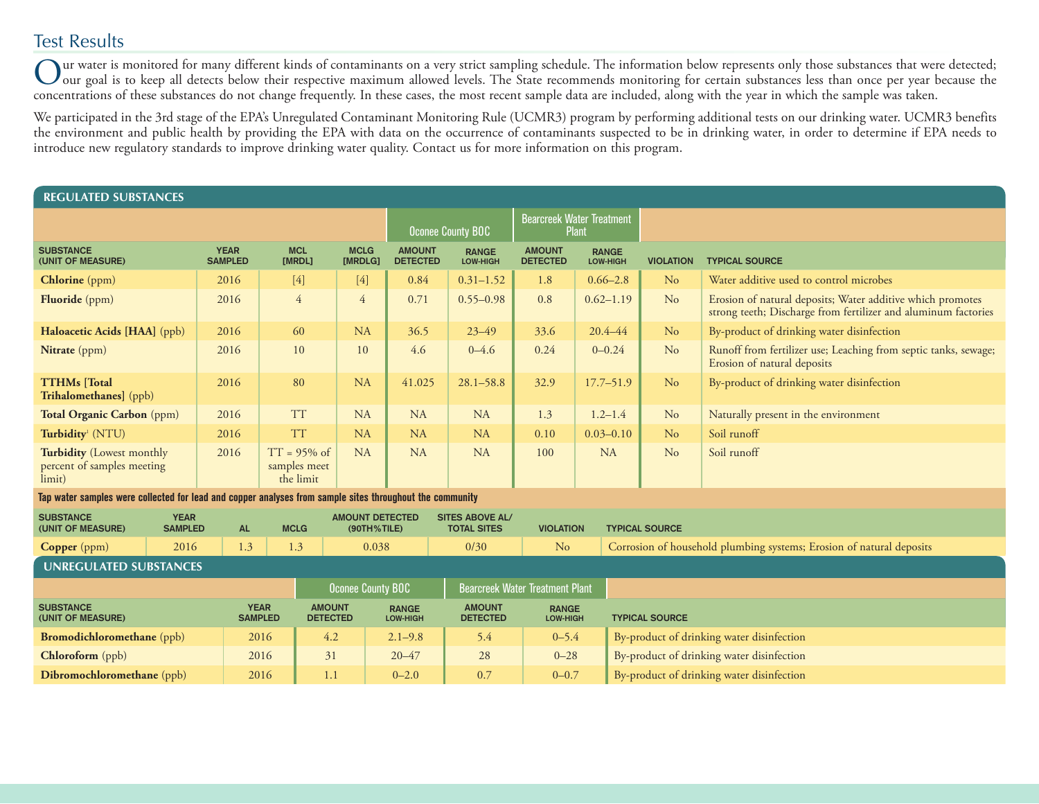## Test Results

Our water is monitored for many different kinds of contaminants on a very strict sampling schedule. The information below represents only those substances that were detected; our goal is to keep all detects below their respective maximum allowed levels. The State recommends monitoring for certain substances less than once per year because the concentrations of these substances do not change frequently. In these cases, the most recent sample data are included, along with the year in which the sample was taken.

We participated in the 3rd stage of the EPA's Unregulated Contaminant Monitoring Rule (UCMR3) program by performing additional tests on our drinking water. UCMR3 benefits the environment and public health by providing the EPA with data on the occurrence of contaminants suspected to be in drinking water, in order to determine if EPA needs to introduce new regulatory standards to improve drinking water quality. Contact us for more information on this program.

### REGULATED SUBSTANCES

| | | | | Oconee County BOC | | Bearcreek Water Treatment Plant | | | |
|---|---|---|---|---|---|---|---|---|---|
| SUBSTANCE (UNIT OF MEASURE) | YEAR SAMPLED | MCL [MRDL] | MCLG [MRDLG] | AMOUNT DETECTED | RANGE LOW-HIGH | AMOUNT DETECTED | RANGE LOW-HIGH | VIOLATION | TYPICAL SOURCE |
| **Chlorine** (ppm) | 2016 | [4] | [4] | 0.84 | 0.31–1.52 | 1.8 | 0.66–2.8 | No | Water additive used to control microbes |
| **Fluoride** (ppm) | 2016 | 4 | 4 | 0.71 | 0.55–0.98 | 0.8 | 0.62–1.19 | No | Erosion of natural deposits; Water additive which promotes strong teeth; Discharge from fertilizer and aluminum factories |
| **Haloacetic Acids [HAA]** (ppb) | 2016 | 60 | NA | 36.5 | 23–49 | 33.6 | 20.4–44 | No | By-product of drinking water disinfection |
| **Nitrate** (ppm) | 2016 | 10 | 10 | 4.6 | 0–4.6 | 0.24 | 0–0.24 | No | Runoff from fertilizer use; Leaching from septic tanks, sewage; Erosion of natural deposits |
| **TTHMs [Total Trihalomethanes]** (ppb) | 2016 | 80 | NA | 41.025 | 28.1–58.8 | 32.9 | 17.7–51.9 | No | By-product of drinking water disinfection |
| **Total Organic Carbon** (ppm) | 2016 | TT | NA | NA | NA | 1.3 | 1.2–1.4 | No | Naturally present in the environment |
| **Turbidity**[1] (NTU) | 2016 | TT | NA | NA | NA | 0.10 | 0.03–0.10 | No | Soil runoff |
| **Turbidity** (Lowest monthly percent of samples meeting limit) | 2016 | TT = 95% of samples meet the limit | NA | NA | NA | 100 | NA | No | Soil runoff |

Tap water samples were collected for lead and copper analyses from sample sites throughout the community

| SUBSTANCE (UNIT OF MEASURE) | YEAR SAMPLED | AL | MCLG | AMOUNT DETECTED (90TH%TILE) | SITES ABOVE AL/ TOTAL SITES | VIOLATION | TYPICAL SOURCE |
|---|---|---|---|---|---|---|---|
| **Copper** (ppm) | 2016 | 1.3 | 1.3 | 0.038 | 0/30 | No | Corrosion of household plumbing systems; Erosion of natural deposits |

### UNREGULATED SUBSTANCES

| | | Oconee County BOC | | Bearcreek Water Treatment Plant | | |
|---|---|---|---|---|---|---|
| SUBSTANCE (UNIT OF MEASURE) | YEAR SAMPLED | AMOUNT DETECTED | RANGE LOW-HIGH | AMOUNT DETECTED | RANGE LOW-HIGH | TYPICAL SOURCE |
| **Bromodichloromethane** (ppb) | 2016 | 4.2 | 2.1–9.8 | 5.4 | 0–5.4 | By-product of drinking water disinfection |
| **Chloroform** (ppb) | 2016 | 31 | 20–47 | 28 | 0–28 | By-product of drinking water disinfection |
| **Dibromochloromethane** (ppb) | 2016 | 1.1 | 0–2.0 | 0.7 | 0–0.7 | By-product of drinking water disinfection |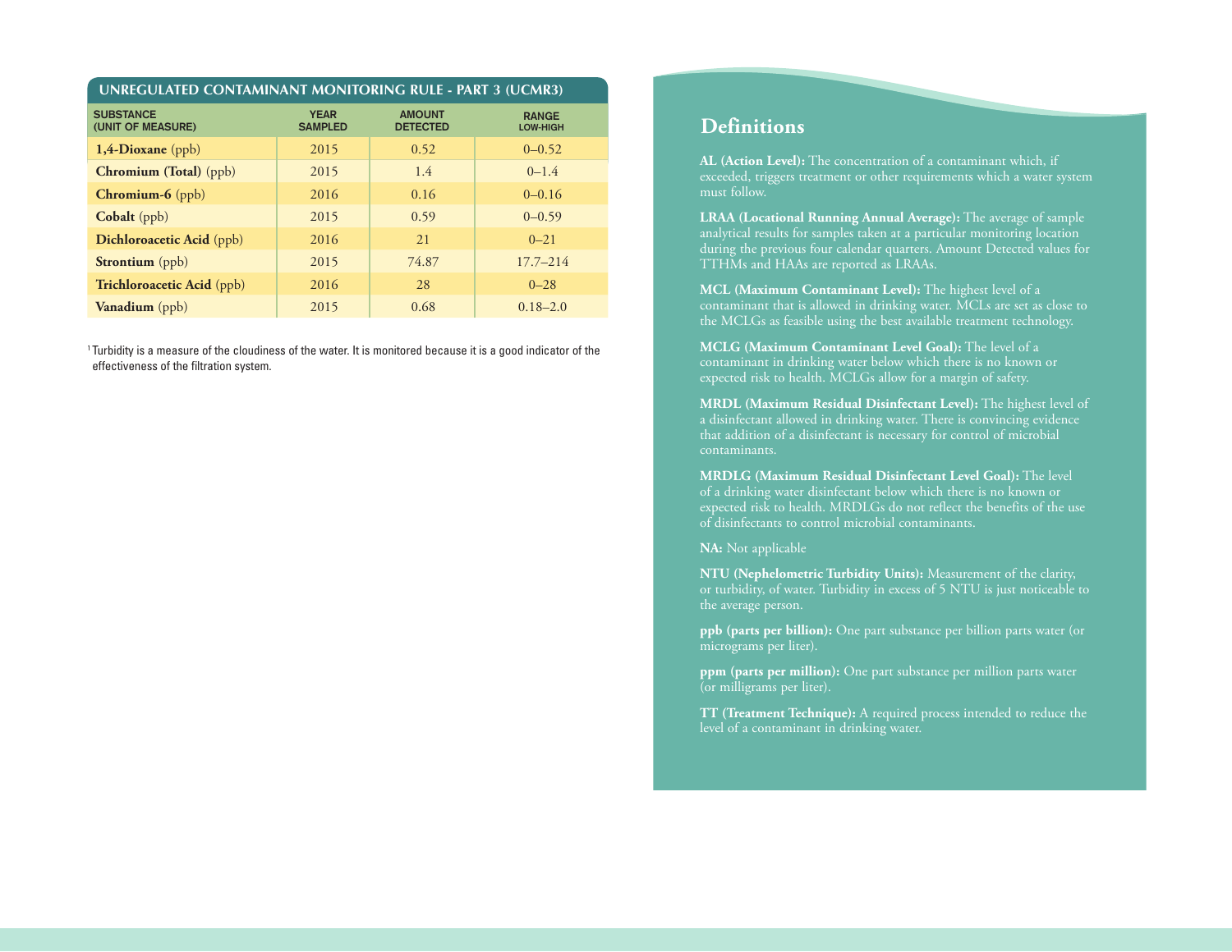## UNREGULATED CONTAMINANT MONITORING RULE - PART 3 (UCMR3)

| SUBSTANCE (UNIT OF MEASURE) | YEAR SAMPLED | AMOUNT DETECTED | RANGE LOW-HIGH |
|---|---|---|---|
| **1,4-Dioxane** (ppb) | 2015 | 0.52 | 0–0.52 |
| **Chromium (Total)** (ppb) | 2015 | 1.4 | 0–1.4 |
| **Chromium-6** (ppb) | 2016 | 0.16 | 0–0.16 |
| **Cobalt** (ppb) | 2015 | 0.59 | 0–0.59 |
| **Dichloroacetic Acid** (ppb) | 2016 | 21 | 0–21 |
| **Strontium** (ppb) | 2015 | 74.87 | 17.7–214 |
| **Trichloroacetic Acid** (ppb) | 2016 | 28 | 0–28 |
| **Vanadium** (ppb) | 2015 | 0.68 | 0.18–2.0 |

[1] Turbidity is a measure of the cloudiness of the water. It is monitored because it is a good indicator of the effectiveness of the filtration system.

## Definitions

**AL (Action Level):** The concentration of a contaminant which, if exceeded, triggers treatment or other requirements which a water system must follow.

**LRAA (Locational Running Annual Average):** The average of sample analytical results for samples taken at a particular monitoring location during the previous four calendar quarters. Amount Detected values for TTHMs and HAAs are reported as LRAAs.

**MCL (Maximum Contaminant Level):** The highest level of a contaminant that is allowed in drinking water. MCLs are set as close to the MCLGs as feasible using the best available treatment technology.

**MCLG (Maximum Contaminant Level Goal):** The level of a contaminant in drinking water below which there is no known or expected risk to health. MCLGs allow for a margin of safety.

**MRDL (Maximum Residual Disinfectant Level):** The highest level of a disinfectant allowed in drinking water. There is convincing evidence that addition of a disinfectant is necessary for control of microbial contaminants.

**MRDLG (Maximum Residual Disinfectant Level Goal):** The level of a drinking water disinfectant below which there is no known or expected risk to health. MRDLGs do not reflect the benefits of the use of disinfectants to control microbial contaminants.

**NA:** Not applicable

**NTU (Nephelometric Turbidity Units):** Measurement of the clarity, or turbidity, of water. Turbidity in excess of 5 NTU is just noticeable to the average person.

**ppb (parts per billion):** One part substance per billion parts water (or micrograms per liter).

**ppm (parts per million):** One part substance per million parts water (or milligrams per liter).

**TT (Treatment Technique):** A required process intended to reduce the level of a contaminant in drinking water.